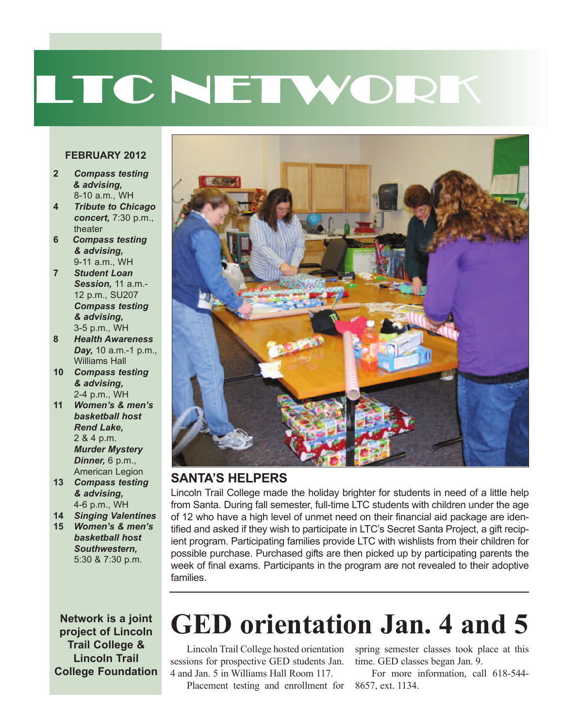# LTC NETWORK

### FEBRUARY 2012

- **2** ***Compass testing & advising,*** 8-10 a.m., WH
- **4** ***Tribute to Chicago concert,*** 7:30 p.m., theater
- **6** ***Compass testing & advising,*** 9-11 a.m., WH
- **7** ***Student Loan Session,*** 11 a.m.-12 p.m., SU207
  ***Compass testing & advising,*** 3-5 p.m., WH
- **8** ***Health Awareness Day,*** 10 a.m.-1 p.m., Williams Hall
- **10** ***Compass testing & advising,*** 2-4 p.m., WH
- **11** ***Women's & men's basketball host Rend Lake,*** 2 & 4 p.m.
  ***Murder Mystery Dinner,*** 6 p.m., American Legion
- **13** ***Compass testing & advising,*** 4-6 p.m., WH
- **14** ***Singing Valentines***
- **15** ***Women's & men's basketball host Southwestern,*** 5:30 & 7:30 p.m.

**Network is a joint project of Lincoln Trail College & Lincoln Trail College Foundation**

## SANTA'S HELPERS

Lincoln Trail College made the holiday brighter for students in need of a little help from Santa. During fall semester, full-time LTC students with children under the age of 12 who have a high level of unmet need on their financial aid package are identified and asked if they wish to participate in LTC's Secret Santa Project, a gift recipient program. Participating families provide LTC with wishlists from their children for possible purchase. Purchased gifts are then picked up by participating parents the week of final exams. Participants in the program are not revealed to their adoptive families.

# GED orientation Jan. 4 and 5

Lincoln Trail College hosted orientation sessions for prospective GED students Jan. 4 and Jan. 5 in Williams Hall Room 117.

Placement testing and enrollment for spring semester classes took place at this time. GED classes began Jan. 9.

For more information, call 618-544-8657, ext. 1134.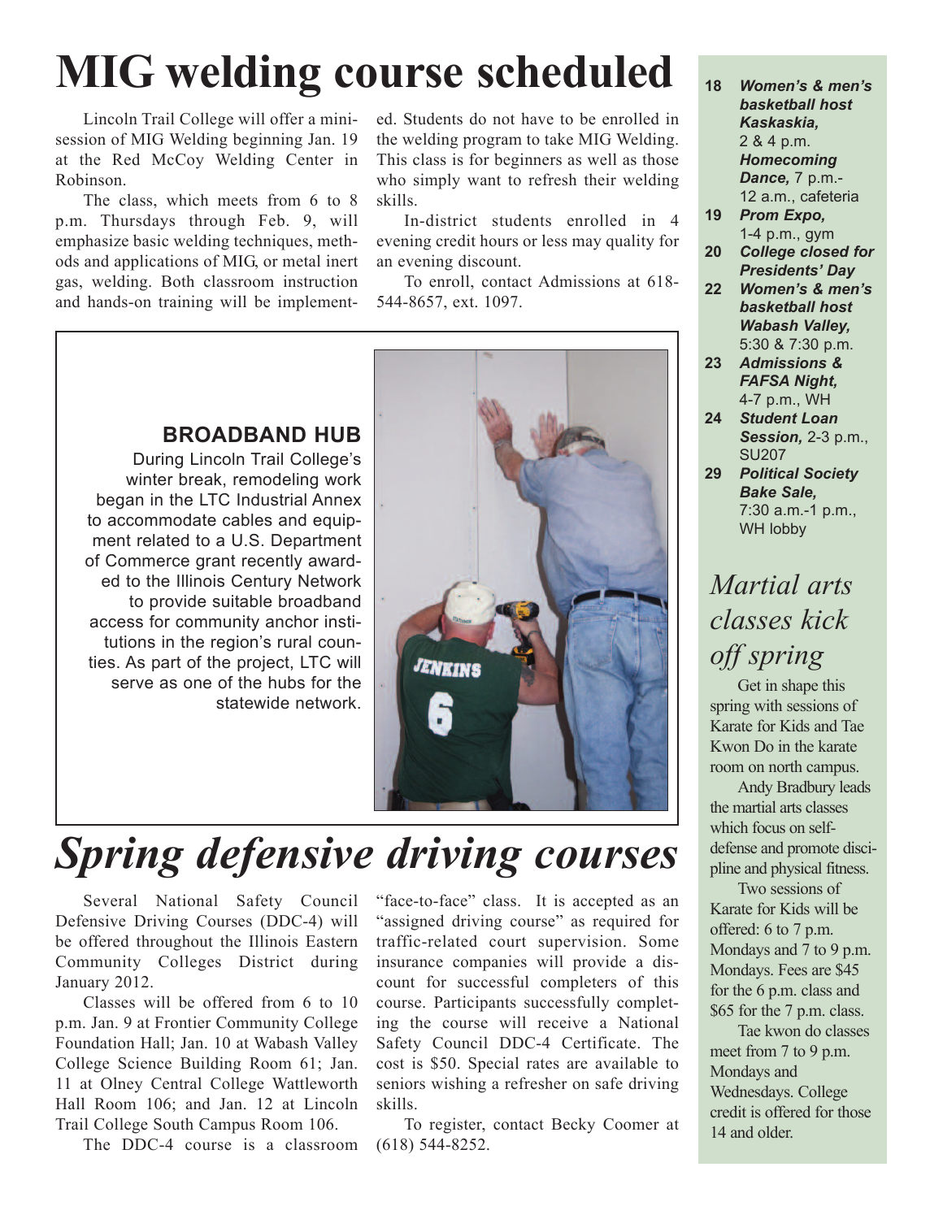# MIG welding course scheduled

Lincoln Trail College will offer a mini-session of MIG Welding beginning Jan. 19 at the Red McCoy Welding Center in Robinson.

The class, which meets from 6 to 8 p.m. Thursdays through Feb. 9, will emphasize basic welding techniques, methods and applications of MIG, or metal inert gas, welding. Both classroom instruction and hands-on training will be implemented. Students do not have to be enrolled in the welding program to take MIG Welding. This class is for beginners as well as those who simply want to refresh their welding skills.

In-district students enrolled in 4 evening credit hours or less may quality for an evening discount.

To enroll, contact Admissions at 618-544-8657, ext. 1097.

**BROADBAND HUB**

During Lincoln Trail College's winter break, remodeling work began in the LTC Industrial Annex to accommodate cables and equipment related to a U.S. Department of Commerce grant recently awarded to the Illinois Century Network to provide suitable broadband access for community anchor institutions in the region's rural counties. As part of the project, LTC will serve as one of the hubs for the statewide network.

# *Spring defensive driving courses*

Several National Safety Council Defensive Driving Courses (DDC-4) will be offered throughout the Illinois Eastern Community Colleges District during January 2012.

Classes will be offered from 6 to 10 p.m. Jan. 9 at Frontier Community College Foundation Hall; Jan. 10 at Wabash Valley College Science Building Room 61; Jan. 11 at Olney Central College Wattleworth Hall Room 106; and Jan. 12 at Lincoln Trail College South Campus Room 106.

The DDC-4 course is a classroom "face-to-face" class. It is accepted as an "assigned driving course" as required for traffic-related court supervision. Some insurance companies will provide a discount for successful completers of this course. Participants successfully completing the course will receive a National Safety Council DDC-4 Certificate. The cost is $50. Special rates are available to seniors wishing a refresher on safe driving skills.

To register, contact Becky Coomer at (618) 544-8252.

---

- **18** ***Women's & men's basketball host Kaskaskia,*** 2 & 4 p.m. ***Homecoming Dance,*** 7 p.m.-12 a.m., cafeteria
- **19** ***Prom Expo,*** 1-4 p.m., gym
- **20** ***College closed for Presidents' Day***
- **22** ***Women's & men's basketball host Wabash Valley,*** 5:30 & 7:30 p.m.
- **23** ***Admissions & FAFSA Night,*** 4-7 p.m., WH
- **24** ***Student Loan Session,*** 2-3 p.m., SU207
- **29** ***Political Society Bake Sale,*** 7:30 a.m.-1 p.m., WH lobby

## *Martial arts classes kick off spring*

Get in shape this spring with sessions of Karate for Kids and Tae Kwon Do in the karate room on north campus.

Andy Bradbury leads the martial arts classes which focus on self-defense and promote discipline and physical fitness.

Two sessions of Karate for Kids will be offered: 6 to 7 p.m. Mondays and 7 to 9 p.m. Mondays. Fees are $45 for the 6 p.m. class and $65 for the 7 p.m. class.

Tae kwon do classes meet from 7 to 9 p.m. Mondays and Wednesdays. College credit is offered for those 14 and older.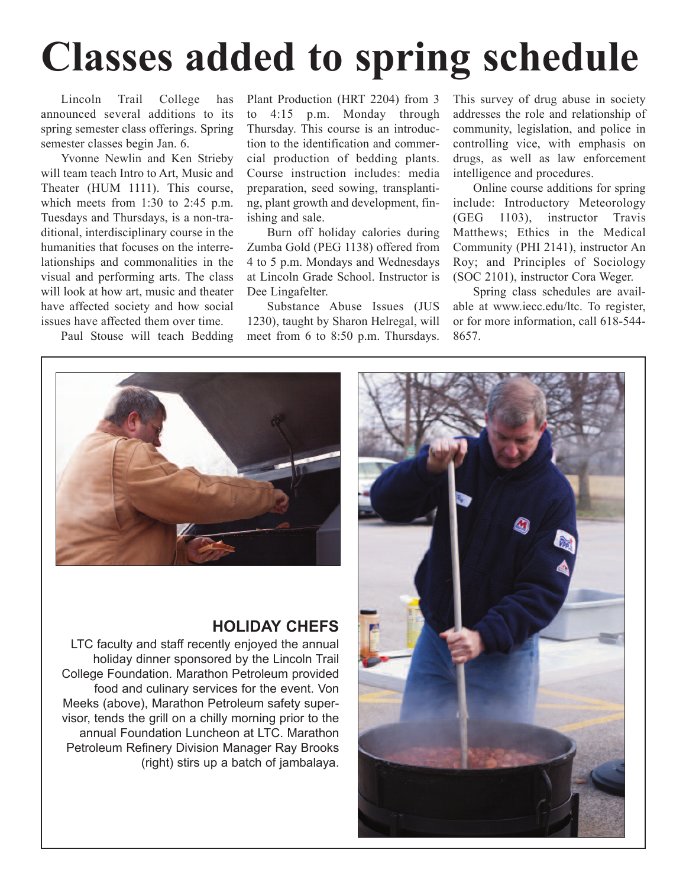# Classes added to spring schedule

Lincoln Trail College has announced several additions to its spring semester class offerings. Spring semester classes begin Jan. 6.

Yvonne Newlin and Ken Strieby will team teach Intro to Art, Music and Theater (HUM 1111). This course, which meets from 1:30 to 2:45 p.m. Tuesdays and Thursdays, is a non-traditional, interdisciplinary course in the humanities that focuses on the interrelationships and commonalities in the visual and performing arts. The class will look at how art, music and theater have affected society and how social issues have affected them over time.

Paul Stouse will teach Bedding Plant Production (HRT 2204) from 3 to 4:15 p.m. Monday through Thursday. This course is an introduction to the identification and commercial production of bedding plants. Course instruction includes: media preparation, seed sowing, transplanting, plant growth and development, finishing and sale.

Burn off holiday calories during Zumba Gold (PEG 1138) offered from 4 to 5 p.m. Mondays and Wednesdays at Lincoln Grade School. Instructor is Dee Lingafelter.

Substance Abuse Issues (JUS 1230), taught by Sharon Helregal, will meet from 6 to 8:50 p.m. Thursdays. This survey of drug abuse in society addresses the role and relationship of community, legislation, and police in controlling vice, with emphasis on drugs, as well as law enforcement intelligence and procedures.

Online course additions for spring include: Introductory Meteorology (GEG 1103), instructor Travis Matthews; Ethics in the Medical Community (PHI 2141), instructor An Roy; and Principles of Sociology (SOC 2101), instructor Cora Weger.

Spring class schedules are available at www.iecc.edu/ltc. To register, or for more information, call 618-544-8657.

**HOLIDAY CHEFS**

LTC faculty and staff recently enjoyed the annual holiday dinner sponsored by the Lincoln Trail College Foundation. Marathon Petroleum provided food and culinary services for the event. Von Meeks (above), Marathon Petroleum safety supervisor, tends the grill on a chilly morning prior to the annual Foundation Luncheon at LTC. Marathon Petroleum Refinery Division Manager Ray Brooks (right) stirs up a batch of jambalaya.